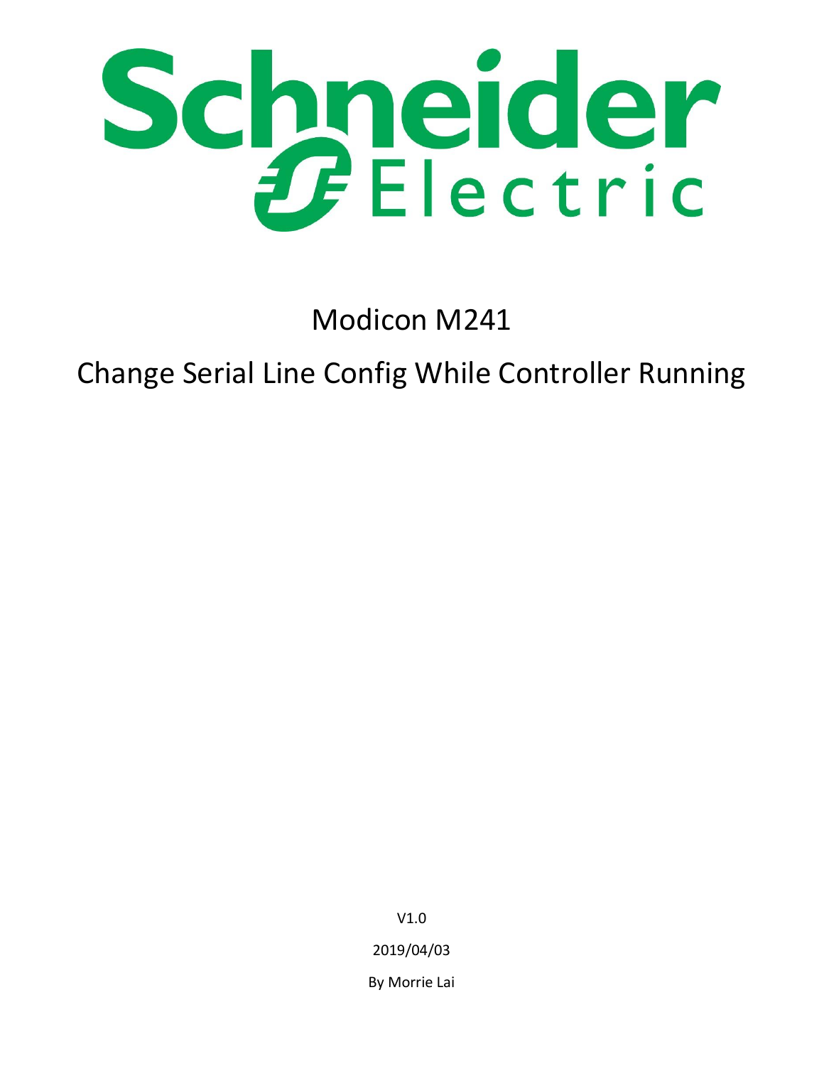Schneider Electric

# Modicon M241

# Change Serial Line Config While Controller Running

V1.0

2019/04/03

By Morrie Lai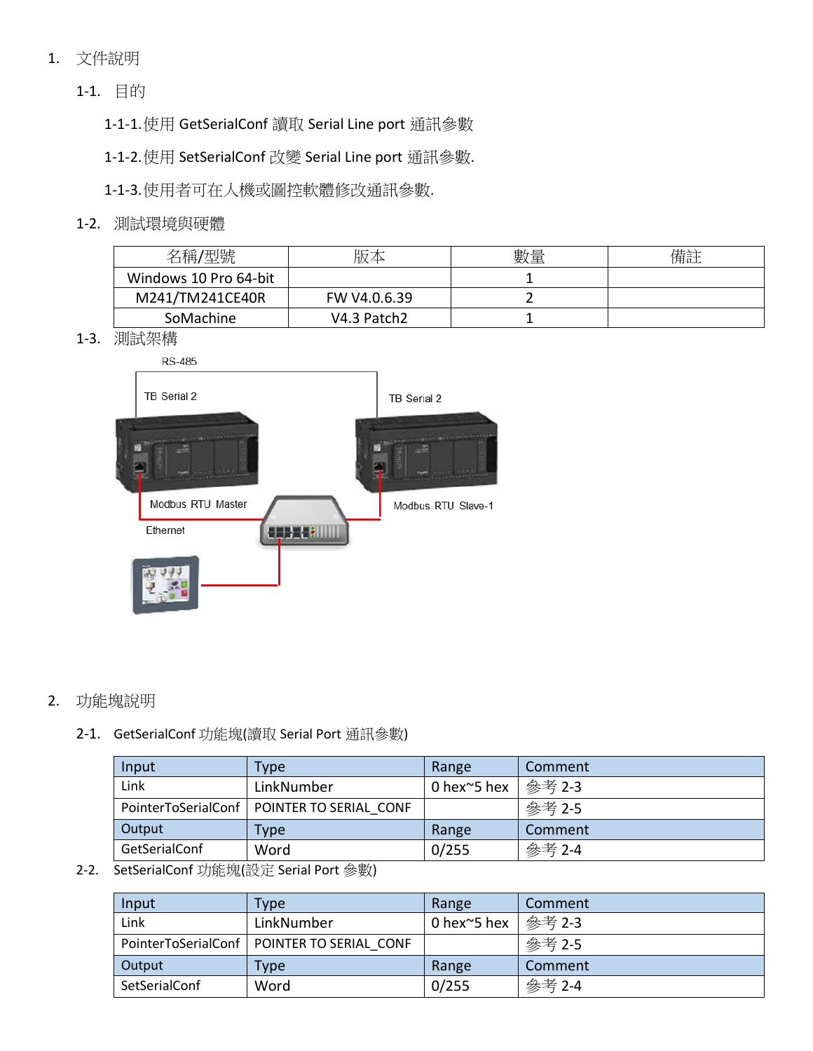1. 文件說明

1-1. 目的

1-1-1. 使用 GetSerialConf 讀取 Serial Line port 通訊參數

1-1-2. 使用 SetSerialConf 改變 Serial Line port 通訊參數.

1-1-3. 使用者可在人機或圖控軟體修改通訊參數.

1-2. 測試環境與硬體

| 名稱/型號 | 版本 | 數量 | 備註 |
|---|---|---|---|
| Windows 10 Pro 64-bit | | 1 | |
| M241/TM241CE40R | FW V4.0.6.39 | 2 | |
| SoMachine | V4.3 Patch2 | 1 | |

1-3. 測試架構

RS-485

TB Serial 2

TB Serial 2

Modbus RTU Master

Modbus RTU Slave-1

Ethernet

2. 功能塊說明

2-1. GetSerialConf 功能塊(讀取 Serial Port 通訊參數)

| Input | Type | Range | Comment |
|---|---|---|---|
| Link | LinkNumber | 0 hex~5 hex | 參考 2-3 |
| PointerToSerialConf | POINTER TO SERIAL_CONF | | 參考 2-5 |
| Output | Type | Range | Comment |
| GetSerialConf | Word | 0/255 | 參考 2-4 |

2-2. SetSerialConf 功能塊(設定 Serial Port 參數)

| Input | Type | Range | Comment |
|---|---|---|---|
| Link | LinkNumber | 0 hex~5 hex | 參考 2-3 |
| PointerToSerialConf | POINTER TO SERIAL_CONF | | 參考 2-5 |
| Output | Type | Range | Comment |
| SetSerialConf | Word | 0/255 | 參考 2-4 |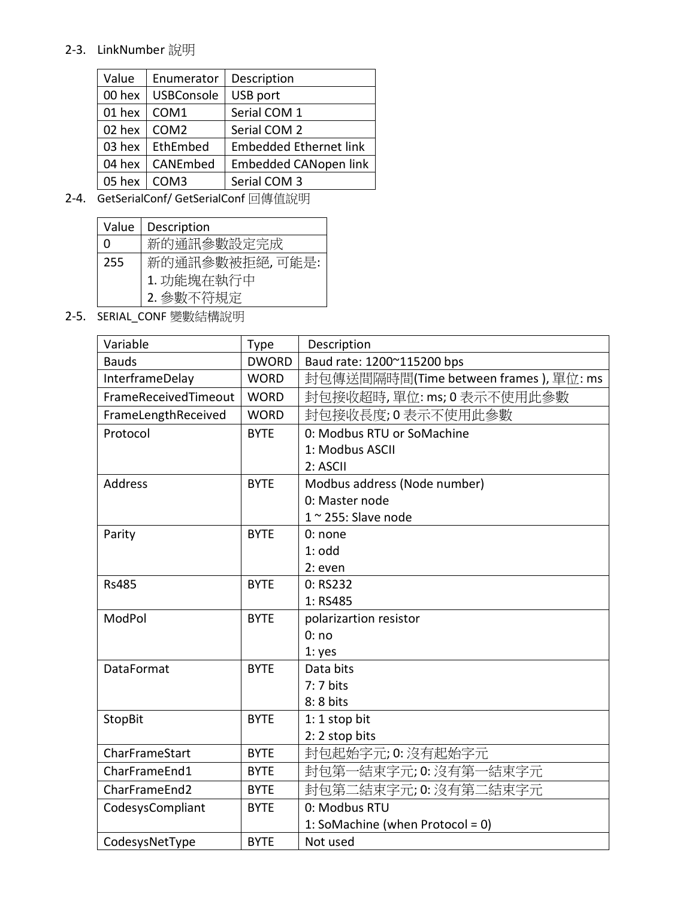## 2-3. LinkNumber 說明

| Value | Enumerator | Description |
| --- | --- | --- |
| 00 hex | USBConsole | USB port |
| 01 hex | COM1 | Serial COM 1 |
| 02 hex | COM2 | Serial COM 2 |
| 03 hex | EthEmbed | Embedded Ethernet link |
| 04 hex | CANEmbed | Embedded CANopen link |
| 05 hex | COM3 | Serial COM 3 |

## 2-4. GetSerialConf/ GetSerialConf 回傳值說明

| Value | Description |
| --- | --- |
| 0 | 新的通訊參數設定完成 |
| 255 | 新的通訊參數被拒絕, 可能是:<br>1. 功能塊在執行中<br>2. 參數不符規定 |

## 2-5. SERIAL_CONF 變數結構說明

| Variable | Type | Description |
| --- | --- | --- |
| Bauds | DWORD | Baud rate: 1200~115200 bps |
| InterframeDelay | WORD | 封包傳送間隔時間(Time between frames ), 單位: ms |
| FrameReceivedTimeout | WORD | 封包接收超時, 單位: ms; 0 表示不使用此參數 |
| FrameLengthReceived | WORD | 封包接收長度; 0 表示不使用此參數 |
| Protocol | BYTE | 0: Modbus RTU or SoMachine<br>1: Modbus ASCII<br>2: ASCII |
| Address | BYTE | Modbus address (Node number)<br>0: Master node<br>1 ~ 255: Slave node |
| Parity | BYTE | 0: none<br>1: odd<br>2: even |
| Rs485 | BYTE | 0: RS232<br>1: RS485 |
| ModPol | BYTE | polarizartion resistor<br>0: no<br>1: yes |
| DataFormat | BYTE | Data bits<br>7: 7 bits<br>8: 8 bits |
| StopBit | BYTE | 1: 1 stop bit<br>2: 2 stop bits |
| CharFrameStart | BYTE | 封包起始字元; 0: 沒有起始字元 |
| CharFrameEnd1 | BYTE | 封包第一結束字元; 0: 沒有第一結束字元 |
| CharFrameEnd2 | BYTE | 封包第二結束字元; 0: 沒有第二結束字元 |
| CodesysCompliant | BYTE | 0: Modbus RTU<br>1: SoMachine (when Protocol = 0) |
| CodesysNetType | BYTE | Not used |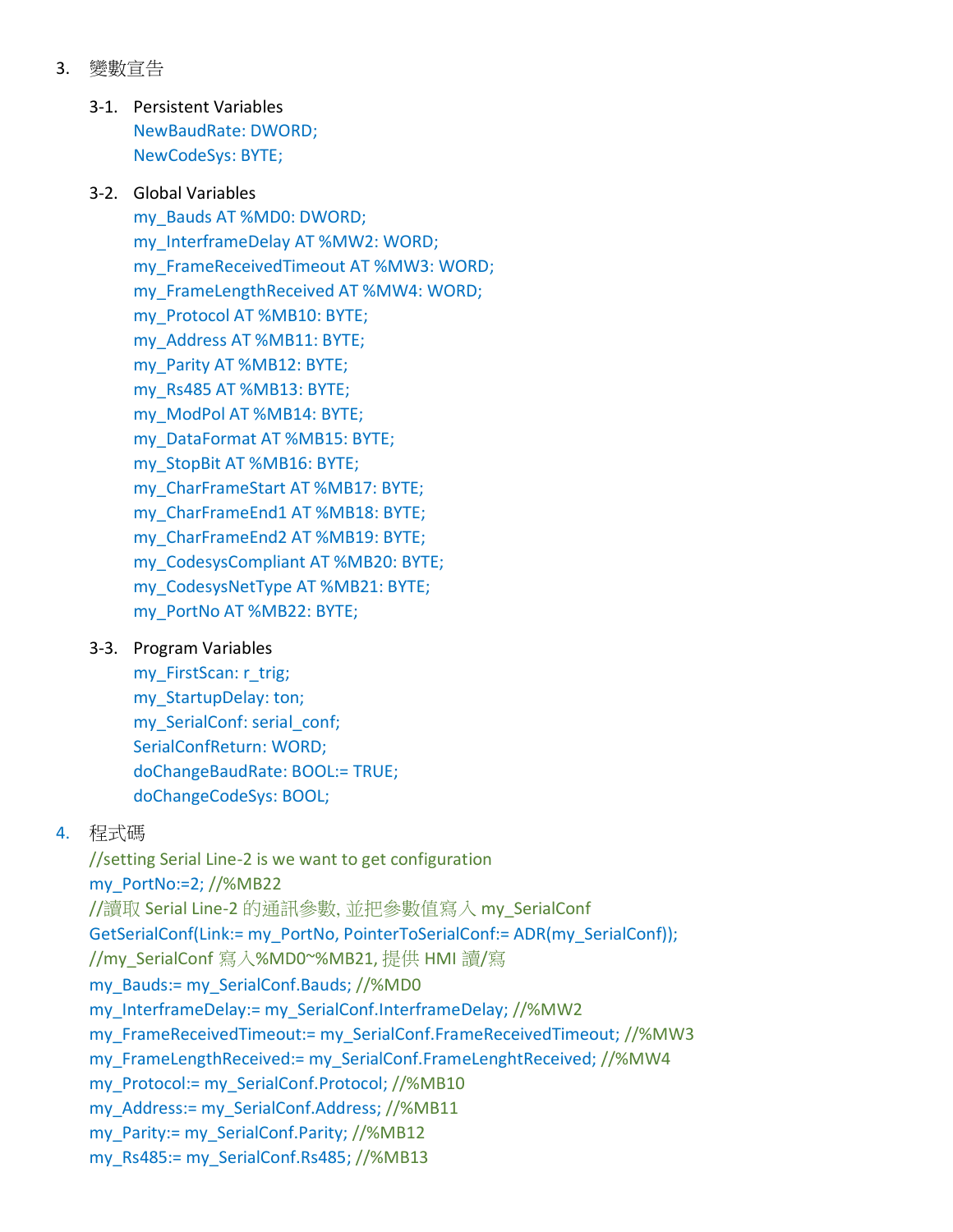3. 變數宣告

3-1. Persistent Variables

```
NewBaudRate: DWORD;
NewCodeSys: BYTE;
```

3-2. Global Variables

```
my_Bauds AT %MD0: DWORD;
my_InterframeDelay AT %MW2: WORD;
my_FrameReceivedTimeout AT %MW3: WORD;
my_FrameLengthReceived AT %MW4: WORD;
my_Protocol AT %MB10: BYTE;
my_Address AT %MB11: BYTE;
my_Parity AT %MB12: BYTE;
my_Rs485 AT %MB13: BYTE;
my_ModPol AT %MB14: BYTE;
my_DataFormat AT %MB15: BYTE;
my_StopBit AT %MB16: BYTE;
my_CharFrameStart AT %MB17: BYTE;
my_CharFrameEnd1 AT %MB18: BYTE;
my_CharFrameEnd2 AT %MB19: BYTE;
my_CodesysCompliant AT %MB20: BYTE;
my_CodesysNetType AT %MB21: BYTE;
my_PortNo AT %MB22: BYTE;
```

3-3. Program Variables

```
my_FirstScan: r_trig;
my_StartupDelay: ton;
my_SerialConf: serial_conf;
SerialConfReturn: WORD;
doChangeBaudRate: BOOL:= TRUE;
doChangeCodeSys: BOOL;
```

4. 程式碼

```
//setting Serial Line-2 is we want to get configuration
my_PortNo:=2; //%MB22
//讀取 Serial Line-2 的通訊參數, 並把參數值寫入 my_SerialConf
GetSerialConf(Link:= my_PortNo, PointerToSerialConf:= ADR(my_SerialConf));
//my_SerialConf 寫入%MD0~%MB21, 提供 HMI 讀/寫
my_Bauds:= my_SerialConf.Bauds; //%MD0
my_InterframeDelay:= my_SerialConf.InterframeDelay; //%MW2
my_FrameReceivedTimeout:= my_SerialConf.FrameReceivedTimeout; //%MW3
my_FrameLengthReceived:= my_SerialConf.FrameLenghtReceived; //%MW4
my_Protocol:= my_SerialConf.Protocol; //%MB10
my_Address:= my_SerialConf.Address; //%MB11
my_Parity:= my_SerialConf.Parity; //%MB12
my_Rs485:= my_SerialConf.Rs485; //%MB13
```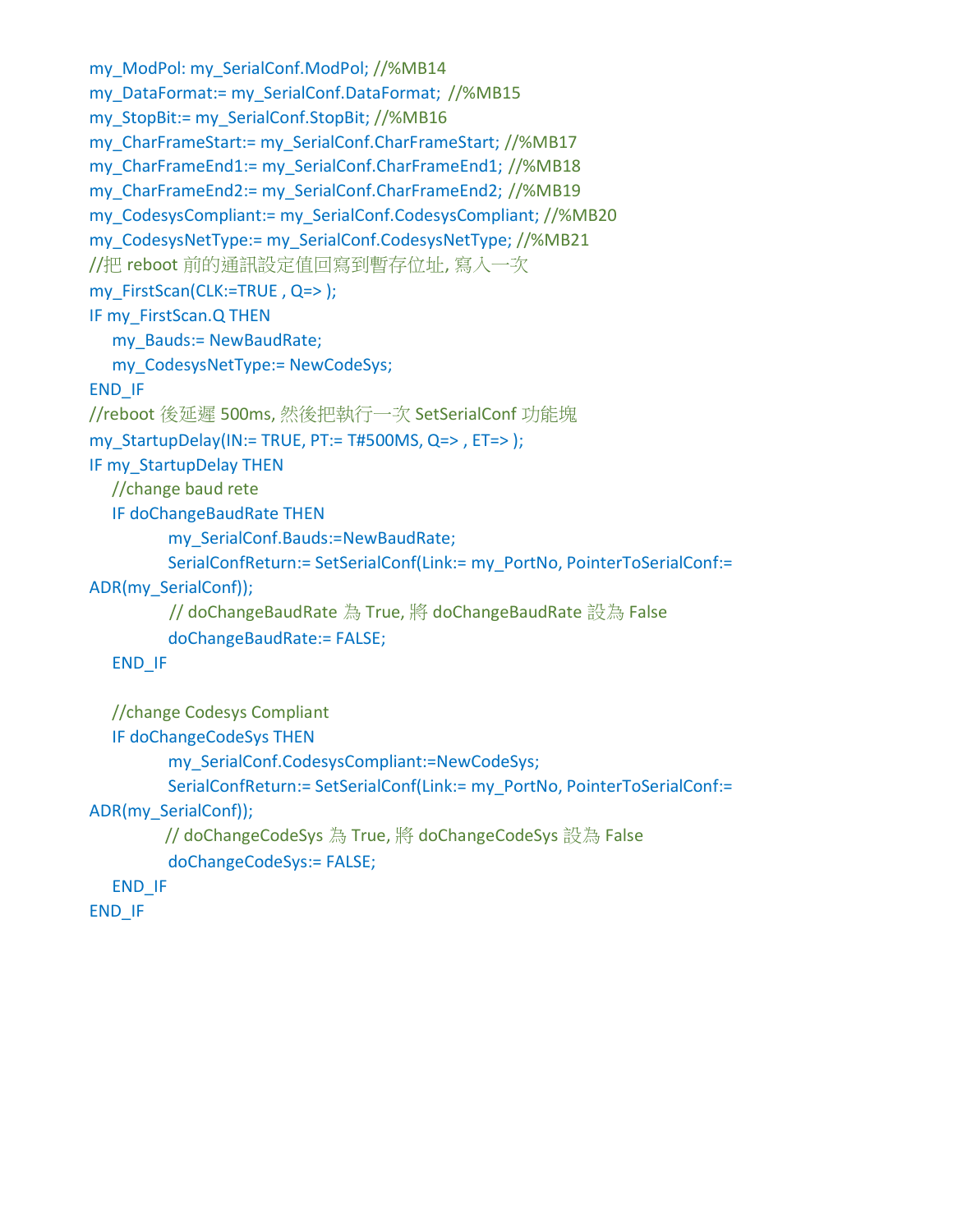```
my_ModPol: my_SerialConf.ModPol; //%MB14
my_DataFormat:= my_SerialConf.DataFormat;  //%MB15
my_StopBit:= my_SerialConf.StopBit; //%MB16
my_CharFrameStart:= my_SerialConf.CharFrameStart; //%MB17
my_CharFrameEnd1:= my_SerialConf.CharFrameEnd1; //%MB18
my_CharFrameEnd2:= my_SerialConf.CharFrameEnd2; //%MB19
my_CodesysCompliant:= my_SerialConf.CodesysCompliant; //%MB20
my_CodesysNetType:= my_SerialConf.CodesysNetType; //%MB21
//把 reboot 前的通訊設定值回寫到暫存位址, 寫入一次
my_FirstScan(CLK:=TRUE , Q=> );
IF my_FirstScan.Q THEN
    my_Bauds:= NewBaudRate;
    my_CodesysNetType:= NewCodeSys;
END_IF
//reboot 後延遲 500ms, 然後把執行一次 SetSerialConf 功能塊
my_StartupDelay(IN:= TRUE, PT:= T#500MS, Q=> , ET=> );
IF my_StartupDelay THEN
    //change baud rete
    IF doChangeBaudRate THEN
            my_SerialConf.Bauds:=NewBaudRate;
            SerialConfReturn:= SetSerialConf(Link:= my_PortNo, PointerToSerialConf:=
ADR(my_SerialConf));
            // doChangeBaudRate 為 True, 將 doChangeBaudRate 設為 False
            doChangeBaudRate:= FALSE;
    END_IF

    //change Codesys Compliant
    IF doChangeCodeSys THEN
            my_SerialConf.CodesysCompliant:=NewCodeSys;
            SerialConfReturn:= SetSerialConf(Link:= my_PortNo, PointerToSerialConf:=
ADR(my_SerialConf));
            // doChangeCodeSys 為 True, 將 doChangeCodeSys 設為 False
            doChangeCodeSys:= FALSE;
    END_IF
END_IF
```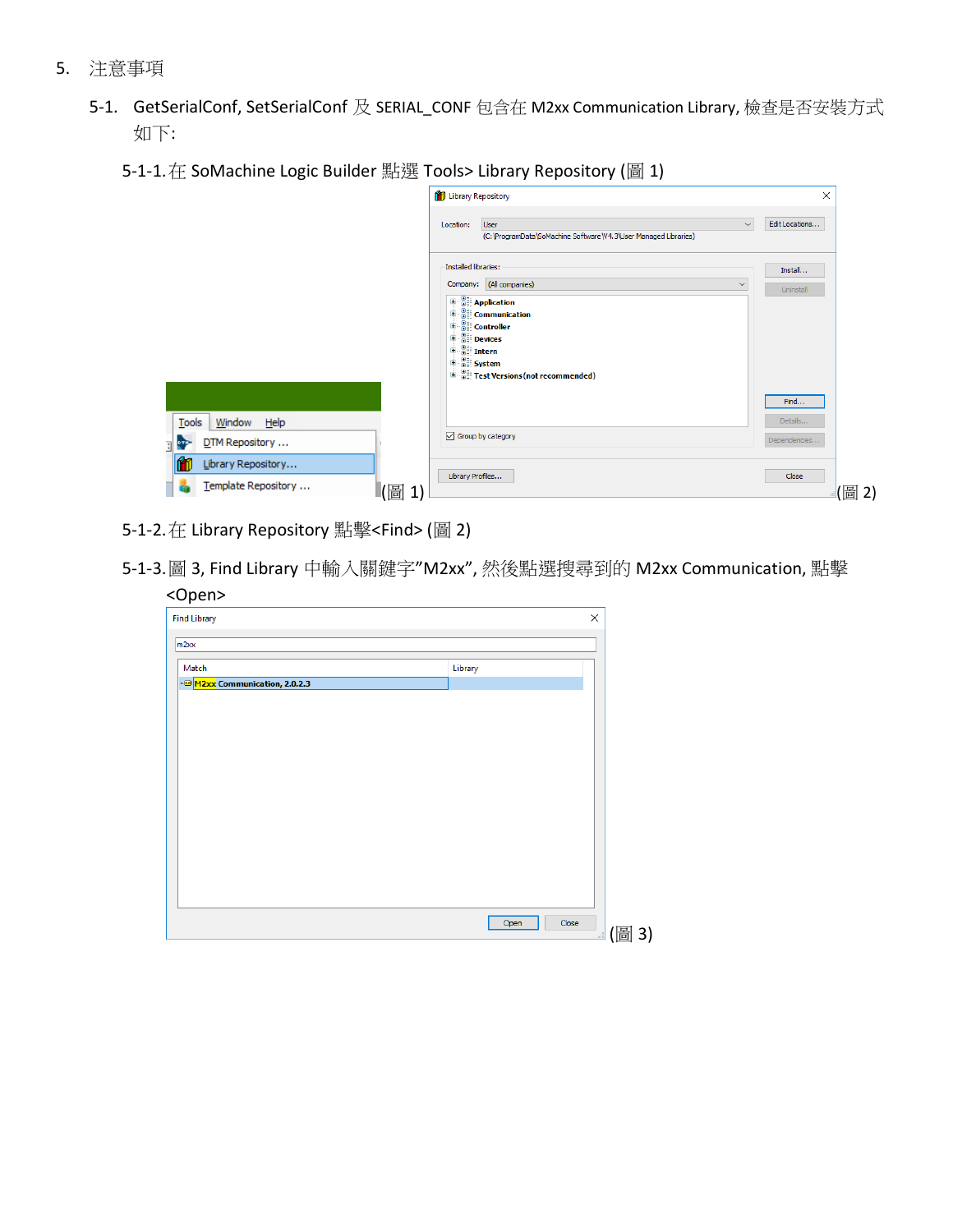5. 注意事項

   5-1. GetSerialConf, SetSerialConf 及 SERIAL_CONF 包含在 M2xx Communication Library, 檢查是否安裝方式如下:

      5-1-1. 在 SoMachine Logic Builder 點選 Tools> Library Repository (圖 1)

(圖 1)

(圖 2)

      5-1-2. 在 Library Repository 點擊<Find> (圖 2)

      5-1-3. 圖 3, Find Library 中輸入關鍵字"M2xx", 然後點選搜尋到的 M2xx Communication, 點擊<Open>

(圖 3)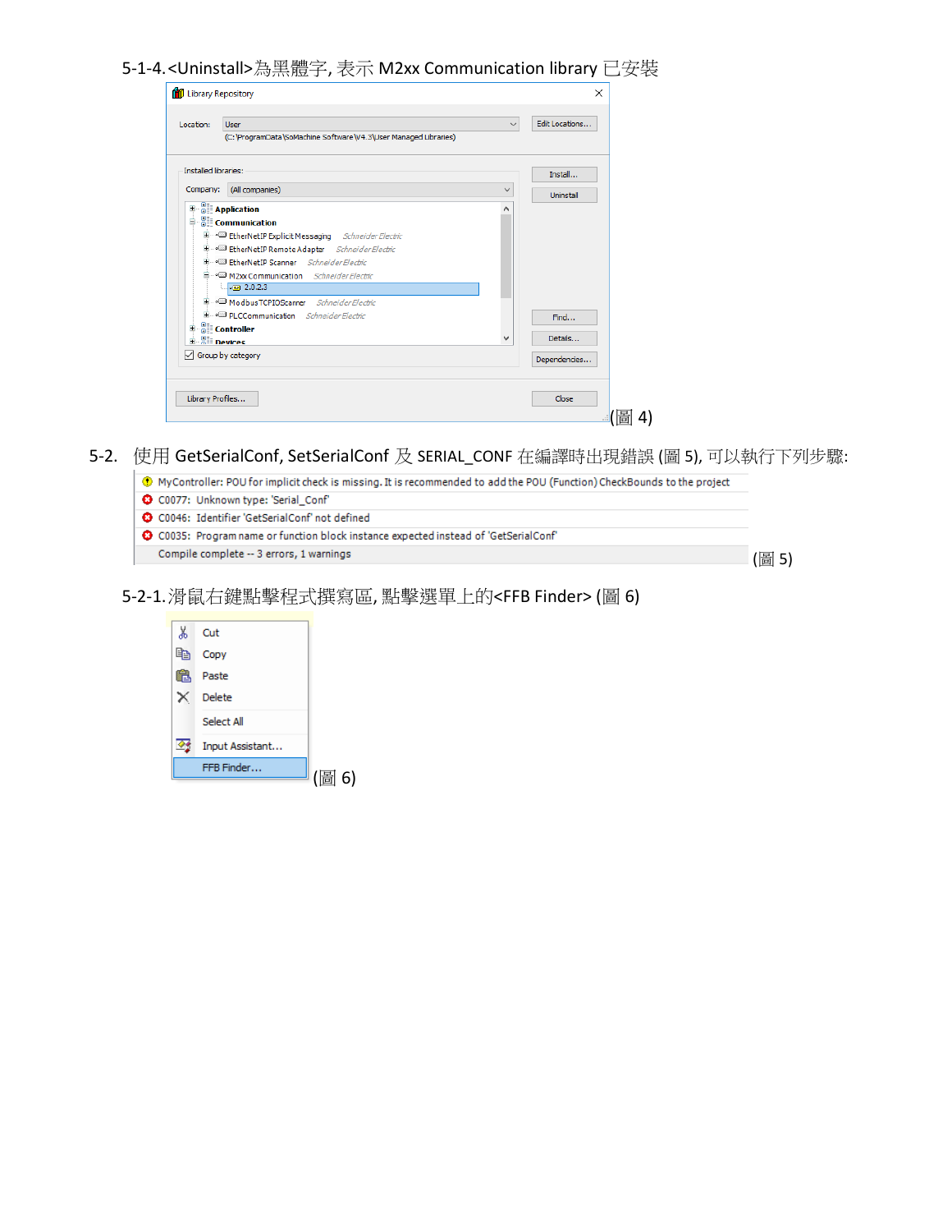5-1-4.<Uninstall>為黑體字, 表示 M2xx Communication library 已安裝

(圖 4)

5-2. 使用 GetSerialConf, SetSerialConf 及 SERIAL_CONF 在編譯時出現錯誤 (圖 5), 可以執行下列步驟:

(圖 5)

5-2-1.滑鼠右鍵點擊程式撰寫區, 點擊選單上的<FFB Finder> (圖 6)

(圖 6)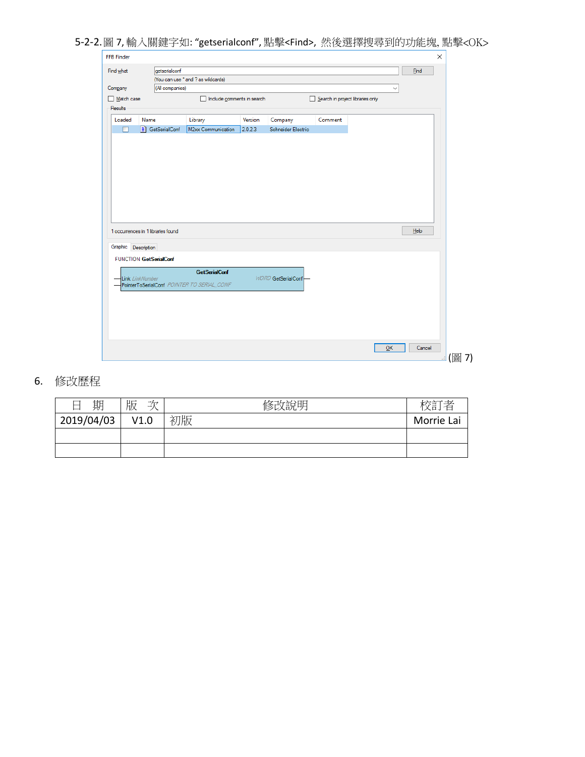5-2-2. 圖 7, 輸入關鍵字如: "getserialconf", 點擊<Find>, 然後選擇搜尋到的功能塊, 點擊<OK>

(圖 7)

## 6. 修改歷程

| 日　期 | 版　次 | 修改說明 | 校訂者 |
|---|---|---|---|
| 2019/04/03 | V1.0 | 初版 | Morrie Lai |
| | | | |
| | | | |